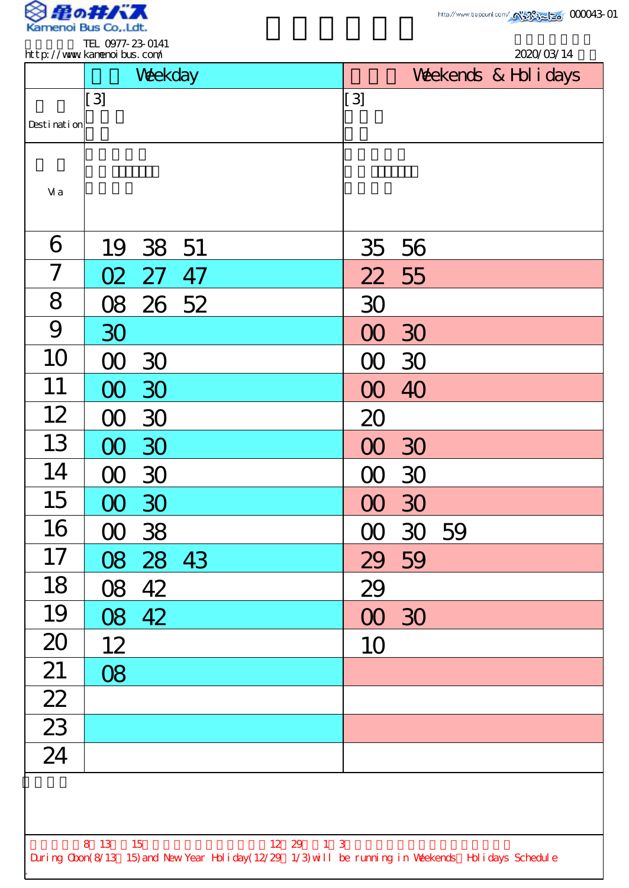Kamenoi Bus Co,.Ldt.

TEL 0977-23-0141
http://www.kamenoibus.com/

http://www.beppunl.com/ 000043-01

2020/03/14

| | Weekday | Weekends & Holidays |
|---|---|---|
| Destination | [3] | [3] |
| Via | | |
| 6 | 19 38 51 | 35 56 |
| 7 | 02 27 47 | 22 55 |
| 8 | 08 26 52 | 30 |
| 9 | 30 | 00 30 |
| 10 | 00 30 | 00 30 |
| 11 | 00 30 | 00 40 |
| 12 | 00 30 | 20 |
| 13 | 00 30 | 00 30 |
| 14 | 00 30 | 00 30 |
| 15 | 00 30 | 00 30 |
| 16 | 00 38 | 00 30 59 |
| 17 | 08 28 43 | 29 59 |
| 18 | 08 42 | 29 |
| 19 | 08 42 | 00 30 |
| 20 | 12 | 10 |
| 21 | 08 | |
| 22 | | |
| 23 | | |
| 24 | | |

8 13 15 12 29 1 3

During Obon(8/13 15) and New Year Holiday(12/29 1/3) will be running in Weekends Holidays Schedule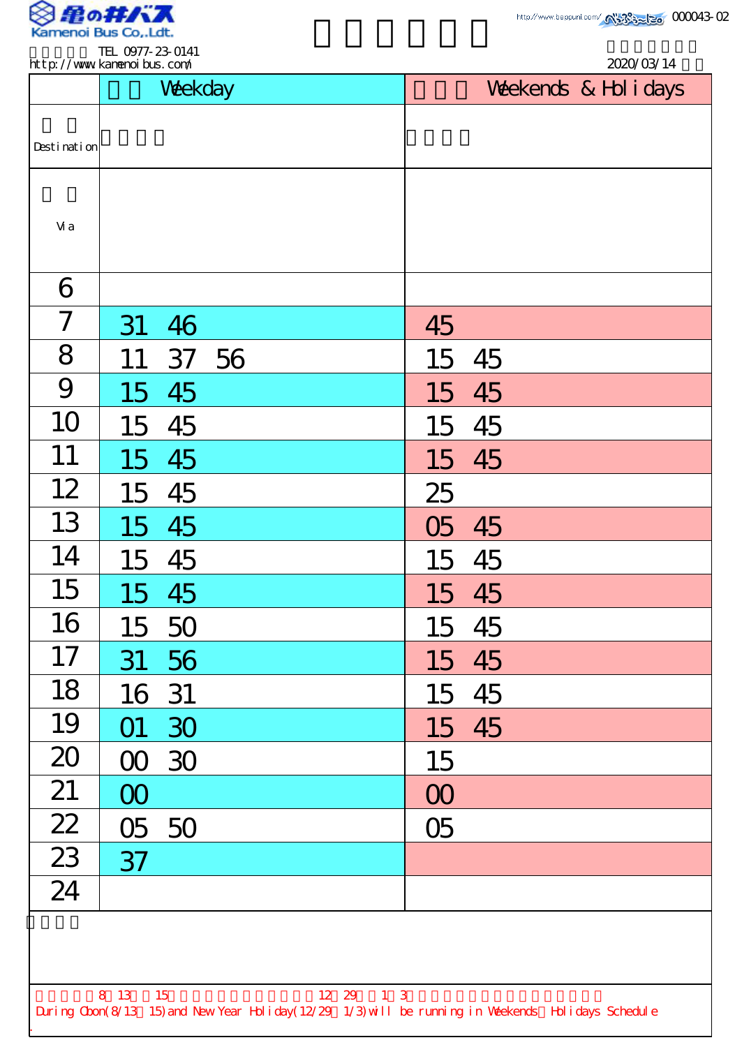Kamenoi Bus Co,.Ldt.

TEL 0977-23-0141
http://www.kamenoibus.com/

http://www.beppunavi.com/ 000043-02

2020/03/14

| | Weekday | Weekends & Holidays |
|---|---|---|
| Destination | | |
| Via | | |
| 6 | | |
| 7 | 31 46 | 45 |
| 8 | 11 37 56 | 15 45 |
| 9 | 15 45 | 15 45 |
| 10 | 15 45 | 15 45 |
| 11 | 15 45 | 15 45 |
| 12 | 15 45 | 25 |
| 13 | 15 45 | 05 45 |
| 14 | 15 45 | 15 45 |
| 15 | 15 45 | 15 45 |
| 16 | 15 50 | 15 45 |
| 17 | 31 56 | 15 45 |
| 18 | 16 31 | 15 45 |
| 19 | 01 30 | 15 45 |
| 20 | 00 30 | 15 |
| 21 | 00 | 00 |
| 22 | 05 50 | 05 |
| 23 | 37 | |
| 24 | | |

8 13 15 12 29 1 3

During Obon(8/13 15) and New Year Holiday(12/29 1/3) will be running in Weekends Holidays Schedule